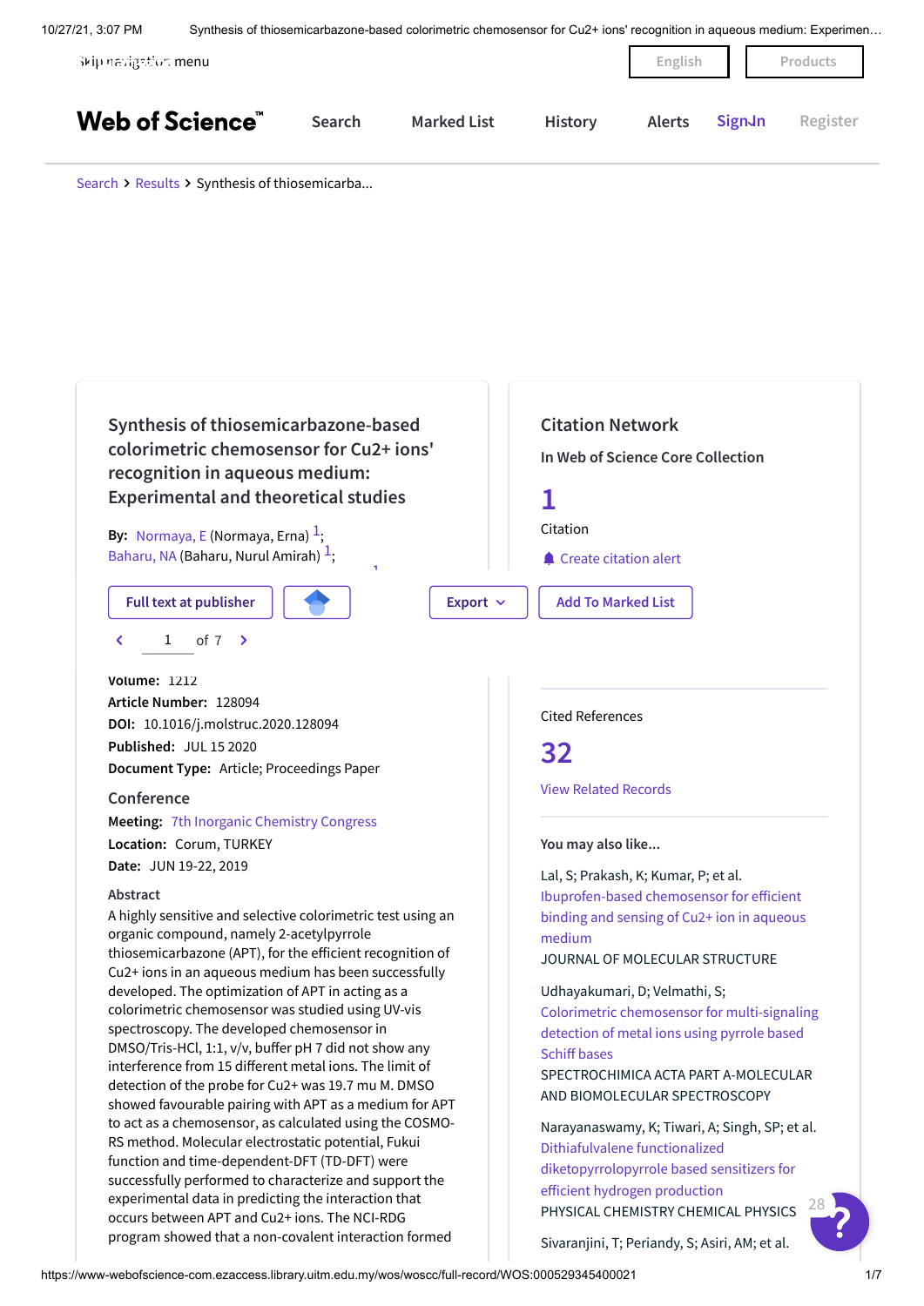# Synthesis of thiosemicarbazone-based colorimetric chemosensor for Cu2+ ions' recognition in aqueous medium: Experimental and theoretical studies

**By:** Normaya, E (Normaya, Erna) [1]; Baharu, NA (Baharu, Nurul Amirah) [1];

Full text at publisher | Export | Add To Marked List

**Volume:** 1212
**Article Number:** 128094
**DOI:** 10.1016/j.molstruc.2020.128094
**Published:** JUL 15 2020
**Document Type:** Article; Proceedings Paper

## Conference

**Meeting:** 7th Inorganic Chemistry Congress
**Location:** Corum, TURKEY
**Date:** JUN 19-22, 2019

### Abstract

A highly sensitive and selective colorimetric test using an organic compound, namely 2-acetylpyrrole thiosemicarbazone (APT), for the efficient recognition of Cu2+ ions in an aqueous medium has been successfully developed. The optimization of APT in acting as a colorimetric chemosensor was studied using UV-vis spectroscopy. The developed chemosensor in DMSO/Tris-HCl, 1:1, v/v, buffer pH 7 did not show any interference from 15 different metal ions. The limit of detection of the probe for Cu2+ was 19.7 mu M. DMSO showed favourable pairing with APT as a medium for APT to act as a chemosensor, as calculated using the COSMO-RS method. Molecular electrostatic potential, Fukui function and time-dependent-DFT (TD-DFT) were successfully performed to characterize and support the experimental data in predicting the interaction that occurs between APT and Cu2+ ions. The NCI-RDG program showed that a non-covalent interaction formed

## Citation Network

In Web of Science Core Collection

**1**
Citation

Create citation alert

Cited References

**32**

View Related Records

### You may also like...

Lal, S; Prakash, K; Kumar, P; et al.
Ibuprofen-based chemosensor for efficient binding and sensing of Cu2+ ion in aqueous medium
JOURNAL OF MOLECULAR STRUCTURE

Udhayakumari, D; Velmathi, S;
Colorimetric chemosensor for multi-signaling detection of metal ions using pyrrole based Schiff bases
SPECTROCHIMICA ACTA PART A-MOLECULAR AND BIOMOLECULAR SPECTROSCOPY

Narayanaswamy, K; Tiwari, A; Singh, SP; et al.
Dithiafulvalene functionalized diketopyrrolopyrrole based sensitizers for efficient hydrogen production
PHYSICAL CHEMISTRY CHEMICAL PHYSICS

Sivaranjini, T; Periandy, S; Asiri, AM; et al.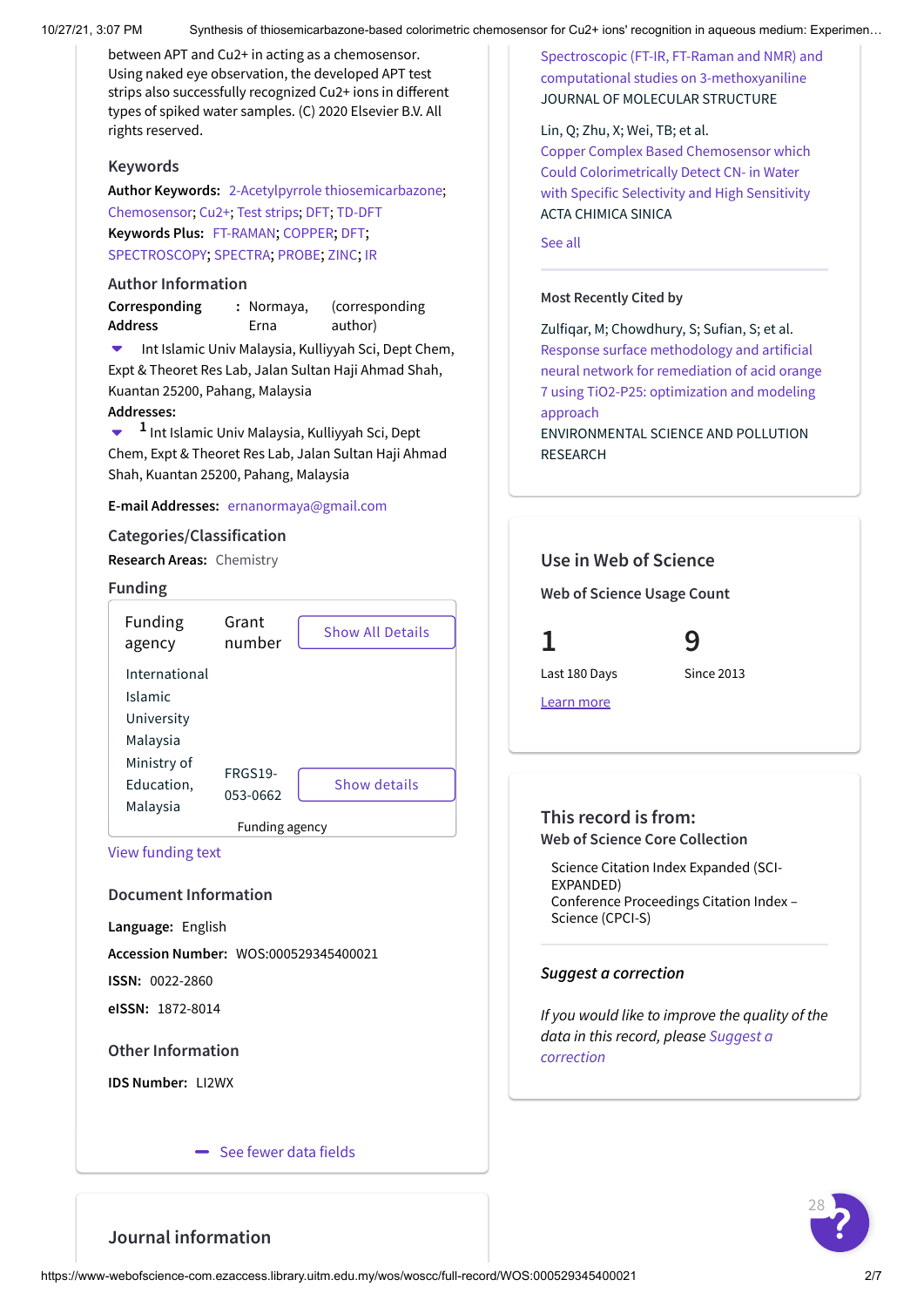between APT and Cu2+ in acting as a chemosensor. Using naked eye observation, the developed APT test strips also successfully recognized Cu2+ ions in different types of spiked water samples. (C) 2020 Elsevier B.V. All rights reserved.

### Keywords

**Author Keywords:** 2-Acetylpyrrole thiosemicarbazone; Chemosensor; Cu2+; Test strips; DFT; TD-DFT

**Keywords Plus:** FT-RAMAN; COPPER; DFT; SPECTROSCOPY; SPECTRA; PROBE; ZINC; IR

### Author Information

**Corresponding Address** : Normaya, Erna (corresponding author)

Int Islamic Univ Malaysia, Kulliyyah Sci, Dept Chem, Expt & Theoret Res Lab, Jalan Sultan Haji Ahmad Shah, Kuantan 25200, Pahang, Malaysia

**Addresses:**

[1] Int Islamic Univ Malaysia, Kulliyyah Sci, Dept Chem, Expt & Theoret Res Lab, Jalan Sultan Haji Ahmad Shah, Kuantan 25200, Pahang, Malaysia

**E-mail Addresses:** ernanormaya@gmail.com

### Categories/Classification

**Research Areas:** Chemistry

### Funding

| Funding agency | Grant number | Show All Details |
|---|---|---|
| International Islamic University Malaysia | | |
| Ministry of Education, Malaysia | FRGS19-053-0662 | Show details |

Funding agency

View funding text

### Document Information

**Language:** English

**Accession Number:** WOS:000529345400021

**ISSN:** 0022-2860

**eISSN:** 1872-8014

### Other Information

**IDS Number:** LI2WX

See fewer data fields

### Journal information

Spectroscopic (FT-IR, FT-Raman and NMR) and computational studies on 3-methoxyaniline
JOURNAL OF MOLECULAR STRUCTURE

Lin, Q; Zhu, X; Wei, TB; et al.
Copper Complex Based Chemosensor which Could Colorimetrically Detect CN- in Water with Specific Selectivity and High Sensitivity
ACTA CHIMICA SINICA

See all

**Most Recently Cited by**

Zulfiqar, M; Chowdhury, S; Sufian, S; et al.
Response surface methodology and artificial neural network for remediation of acid orange 7 using TiO2-P25: optimization and modeling approach
ENVIRONMENTAL SCIENCE AND POLLUTION RESEARCH

### Use in Web of Science

**Web of Science Usage Count**

| 1 | 9 |
|---|---|
| Last 180 Days | Since 2013 |

Learn more

### This record is from:

**Web of Science Core Collection**

Science Citation Index Expanded (SCI-EXPANDED)
Conference Proceedings Citation Index – Science (CPCI-S)

***Suggest a correction***

*If you would like to improve the quality of the data in this record, please Suggest a correction*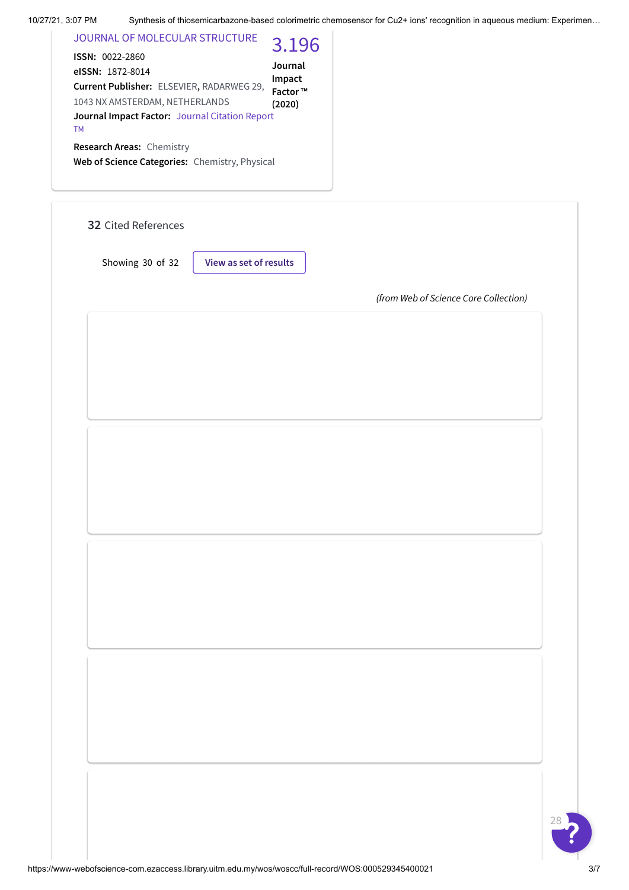JOURNAL OF MOLECULAR STRUCTURE

**ISSN:** 0022-2860

**eISSN:** 1872-8014

**Current Publisher:** ELSEVIER, RADARWEG 29, 1043 NX AMSTERDAM, NETHERLANDS

**Journal Impact Factor:** Journal Citation Report TM

3.196

**Journal Impact Factor ™ (2020)**

**Research Areas:** Chemistry

**Web of Science Categories:** Chemistry, Physical

**32** Cited References

Showing 30 of 32

View as set of results

*(from Web of Science Core Collection)*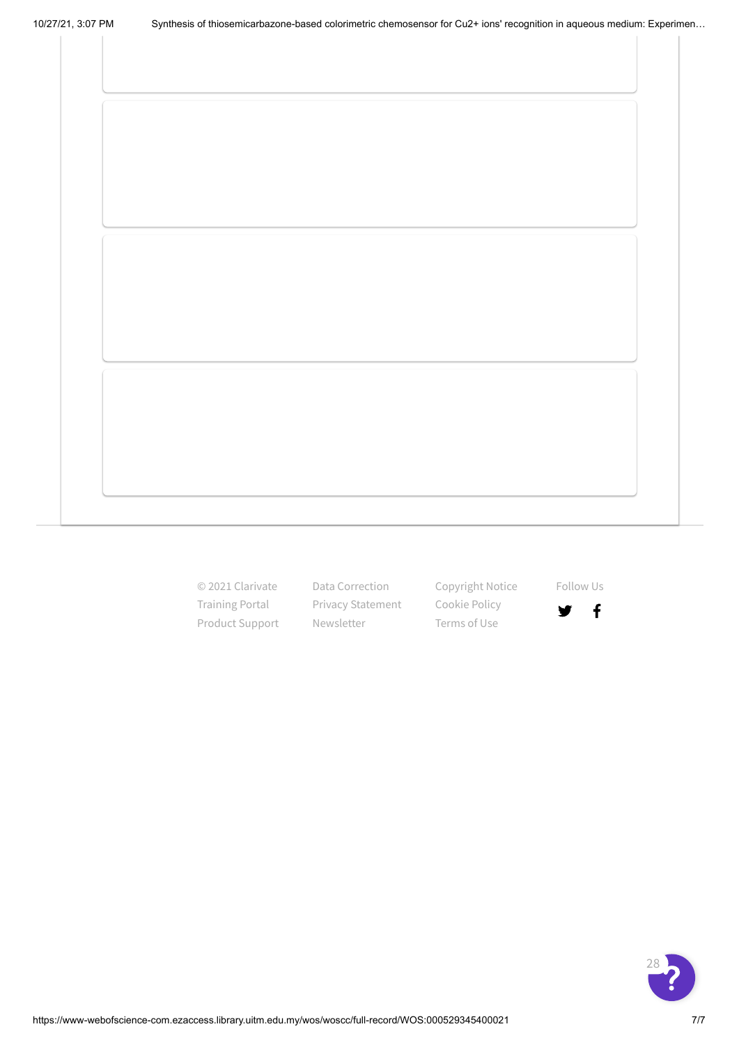© 2021 Clarivate
Training Portal
Product Support

Data Correction
Privacy Statement
Newsletter

Copyright Notice
Cookie Policy
Terms of Use

Follow Us